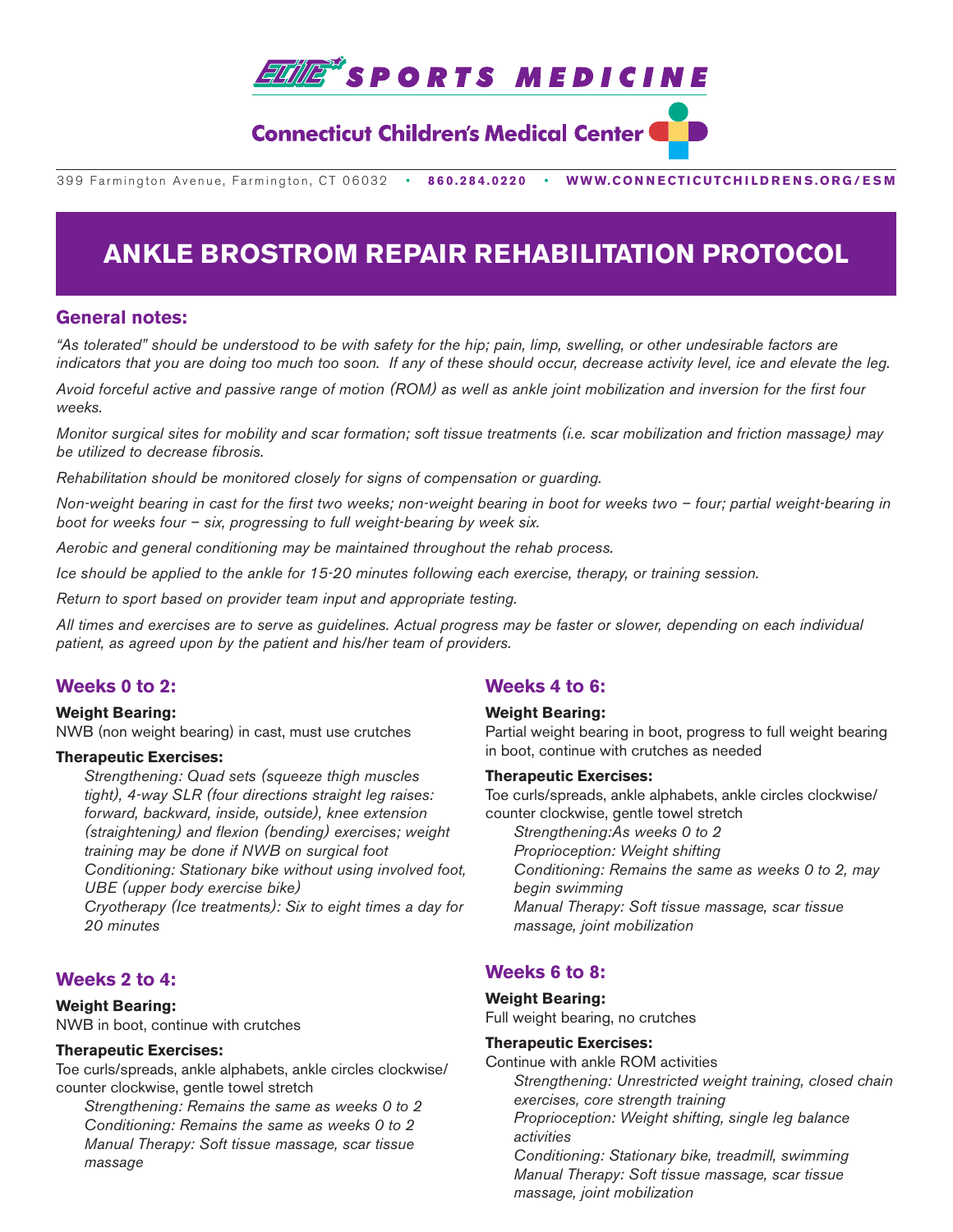# ELITE SPORTS MEDICINE

## Connecticut Children's Medical Center

399 Farmington Avenue, Farmington, CT 06032 • **860.284.0220** • **WWW.CONNECTICUTCHILDRENS.ORG/ESM**

# ANKLE BROSTROM REPAIR REHABILITATION PROTOCOL

## General notes:

*"As tolerated" should be understood to be with safety for the hip; pain, limp, swelling, or other undesirable factors are indicators that you are doing too much too soon. If any of these should occur, decrease activity level, ice and elevate the leg.*

*Avoid forceful active and passive range of motion (ROM) as well as ankle joint mobilization and inversion for the first four weeks.*

*Monitor surgical sites for mobility and scar formation; soft tissue treatments (i.e. scar mobilization and friction massage) may be utilized to decrease fibrosis.*

*Rehabilitation should be monitored closely for signs of compensation or guarding.*

*Non-weight bearing in cast for the first two weeks; non-weight bearing in boot for weeks two – four; partial weight-bearing in boot for weeks four – six, progressing to full weight-bearing by week six.*

*Aerobic and general conditioning may be maintained throughout the rehab process.*

*Ice should be applied to the ankle for 15-20 minutes following each exercise, therapy, or training session.*

*Return to sport based on provider team input and appropriate testing.*

*All times and exercises are to serve as guidelines. Actual progress may be faster or slower, depending on each individual patient, as agreed upon by the patient and his/her team of providers.*

## Weeks 0 to 2:

**Weight Bearing:**
NWB (non weight bearing) in cast, must use crutches

**Therapeutic Exercises:**

*Strengthening: Quad sets (squeeze thigh muscles tight), 4-way SLR (four directions straight leg raises: forward, backward, inside, outside), knee extension (straightening) and flexion (bending) exercises; weight training may be done if NWB on surgical foot*
*Conditioning: Stationary bike without using involved foot, UBE (upper body exercise bike)*
*Cryotherapy (Ice treatments): Six to eight times a day for 20 minutes*

## Weeks 2 to 4:

**Weight Bearing:**
NWB in boot, continue with crutches

**Therapeutic Exercises:**
Toe curls/spreads, ankle alphabets, ankle circles clockwise/counter clockwise, gentle towel stretch

*Strengthening: Remains the same as weeks 0 to 2*
*Conditioning: Remains the same as weeks 0 to 2*
*Manual Therapy: Soft tissue massage, scar tissue massage*

## Weeks 4 to 6:

**Weight Bearing:**
Partial weight bearing in boot, progress to full weight bearing in boot, continue with crutches as needed

**Therapeutic Exercises:**
Toe curls/spreads, ankle alphabets, ankle circles clockwise/counter clockwise, gentle towel stretch

*Strengthening:As weeks 0 to 2*
*Proprioception: Weight shifting*
*Conditioning: Remains the same as weeks 0 to 2, may begin swimming*
*Manual Therapy: Soft tissue massage, scar tissue massage, joint mobilization*

## Weeks 6 to 8:

**Weight Bearing:**
Full weight bearing, no crutches

**Therapeutic Exercises:**
Continue with ankle ROM activities

*Strengthening: Unrestricted weight training, closed chain exercises, core strength training*
*Proprioception: Weight shifting, single leg balance activities*
*Conditioning: Stationary bike, treadmill, swimming*
*Manual Therapy: Soft tissue massage, scar tissue massage, joint mobilization*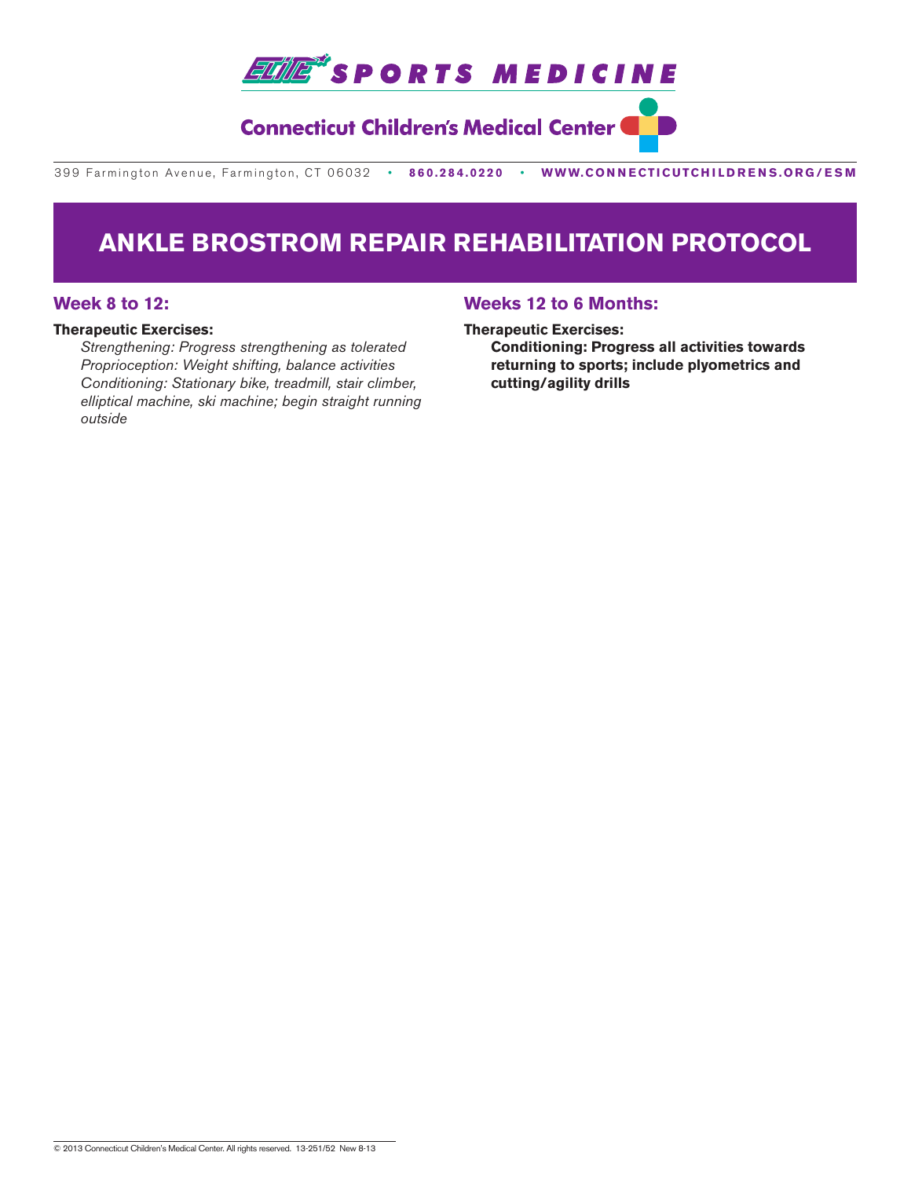# ANKLE BROSTROM REPAIR REHABILITATION PROTOCOL

## Week 8 to 12:

**Therapeutic Exercises:**

*Strengthening: Progress strengthening as tolerated*
*Proprioception: Weight shifting, balance activities*
*Conditioning: Stationary bike, treadmill, stair climber, elliptical machine, ski machine; begin straight running outside*

## Weeks 12 to 6 Months:

**Therapeutic Exercises:**

**Conditioning: Progress all activities towards returning to sports; include plyometrics and cutting/agility drills**

© 2013 Connecticut Children's Medical Center. All rights reserved. 13-251/52 New 8-13